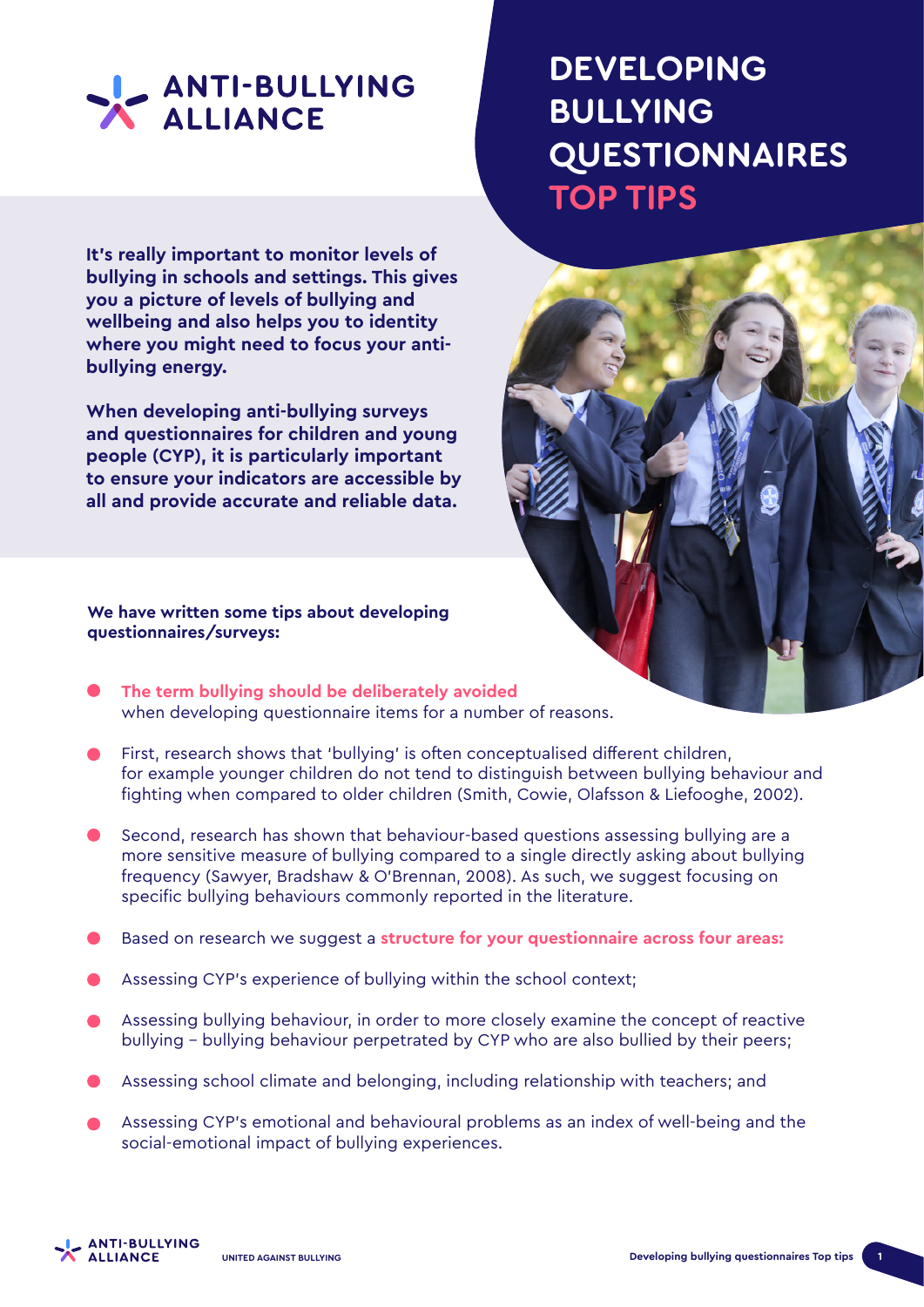ANTI-BULLYING ALLIANCE

# DEVELOPING BULLYING QUESTIONNAIRES TOP TIPS

**It's really important to monitor levels of bullying in schools and settings. This gives you a picture of levels of bullying and wellbeing and also helps you to identity where you might need to focus your anti-bullying energy.**

**When developing anti-bullying surveys and questionnaires for children and young people (CYP), it is particularly important to ensure your indicators are accessible by all and provide accurate and reliable data.**

**We have written some tips about developing questionnaires/surveys:**

- **The term bullying should be deliberately avoided** when developing questionnaire items for a number of reasons.
- First, research shows that 'bullying' is often conceptualised different children, for example younger children do not tend to distinguish between bullying behaviour and fighting when compared to older children (Smith, Cowie, Olafsson & Liefooghe, 2002).
- Second, research has shown that behaviour-based questions assessing bullying are a more sensitive measure of bullying compared to a single directly asking about bullying frequency (Sawyer, Bradshaw & O'Brennan, 2008). As such, we suggest focusing on specific bullying behaviours commonly reported in the literature.
- Based on research we suggest a **structure for your questionnaire across four areas:**
- Assessing CYP's experience of bullying within the school context;
- Assessing bullying behaviour, in order to more closely examine the concept of reactive bullying – bullying behaviour perpetrated by CYP who are also bullied by their peers;
- Assessing school climate and belonging, including relationship with teachers; and
- Assessing CYP's emotional and behavioural problems as an index of well-being and the social-emotional impact of bullying experiences.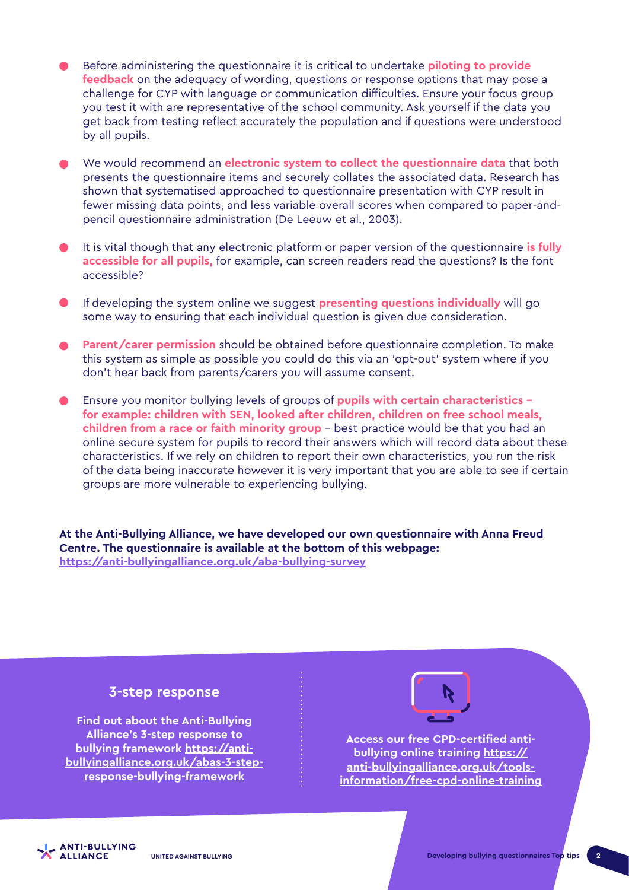- Before administering the questionnaire it is critical to undertake **piloting to provide feedback** on the adequacy of wording, questions or response options that may pose a challenge for CYP with language or communication difficulties. Ensure your focus group you test it with are representative of the school community. Ask yourself if the data you get back from testing reflect accurately the population and if questions were understood by all pupils.

- We would recommend an **electronic system to collect the questionnaire data** that both presents the questionnaire items and securely collates the associated data. Research has shown that systematised approached to questionnaire presentation with CYP result in fewer missing data points, and less variable overall scores when compared to paper-and-pencil questionnaire administration (De Leeuw et al., 2003).

- It is vital though that any electronic platform or paper version of the questionnaire **is fully accessible for all pupils,** for example, can screen readers read the questions? Is the font accessible?

- If developing the system online we suggest **presenting questions individually** will go some way to ensuring that each individual question is given due consideration.

- **Parent/carer permission** should be obtained before questionnaire completion. To make this system as simple as possible you could do this via an 'opt-out' system where if you don't hear back from parents/carers you will assume consent.

- Ensure you monitor bullying levels of groups of **pupils with certain characteristics – for example: children with SEN, looked after children, children on free school meals, children from a race or faith minority group** – best practice would be that you had an online secure system for pupils to record their answers which will record data about these characteristics. If we rely on children to report their own characteristics, you run the risk of the data being inaccurate however it is very important that you are able to see if certain groups are more vulnerable to experiencing bullying.

**At the Anti-Bullying Alliance, we have developed our own questionnaire with Anna Freud Centre. The questionnaire is available at the bottom of this webpage: https://anti-bullyingalliance.org.uk/aba-bullying-survey**

### 3-step response

**Find out about the Anti-Bullying Alliance's 3-step response to bullying framework https://anti-bullyingalliance.org.uk/abas-3-step-response-bullying-framework**

**Access our free CPD-certified anti-bullying online training https://anti-bullyingalliance.org.uk/tools-information/free-cpd-online-training**